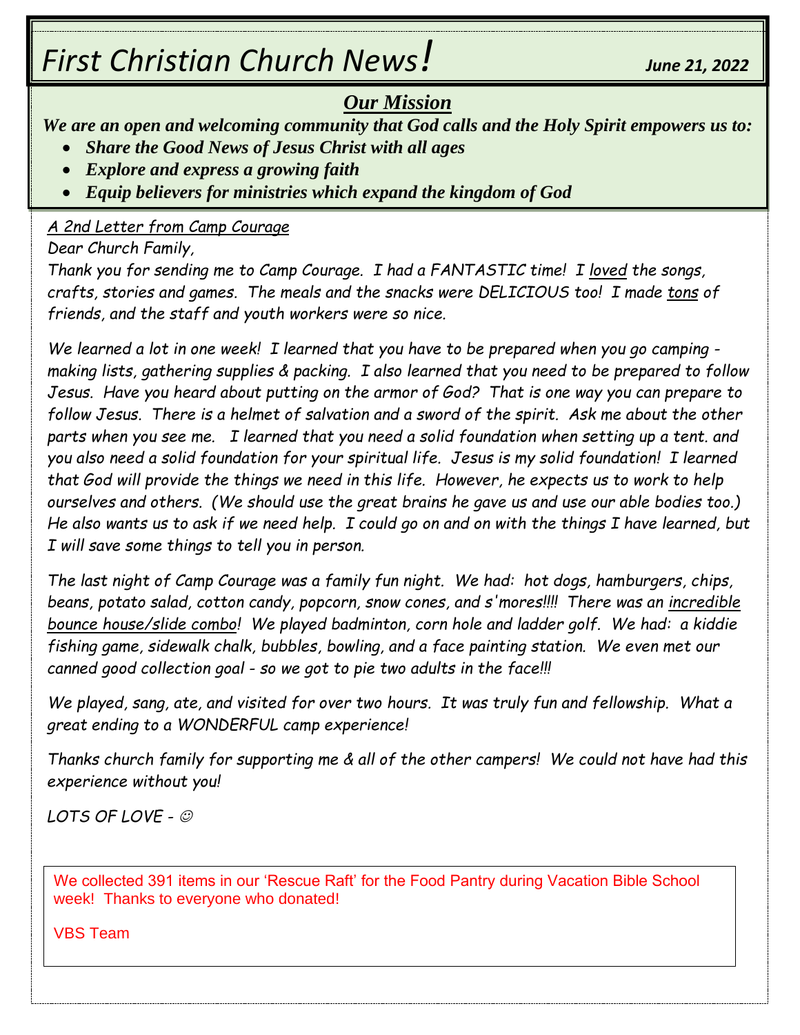# *First Christian Church News!*

***June 21, 2022***

## ***Our Mission***

***We are an open and welcoming community that God calls and the Holy Spirit empowers us to:***

- ***Share the Good News of Jesus Christ with all ages***
- ***Explore and express a growing faith***
- ***Equip believers for ministries which expand the kingdom of God***

*A 2nd Letter from Camp Courage*

*Dear Church Family,*

*Thank you for sending me to Camp Courage. I had a FANTASTIC time! I loved the songs, crafts, stories and games. The meals and the snacks were DELICIOUS too! I made tons of friends, and the staff and youth workers were so nice.*

*We learned a lot in one week! I learned that you have to be prepared when you go camping - making lists, gathering supplies & packing. I also learned that you need to be prepared to follow Jesus. Have you heard about putting on the armor of God? That is one way you can prepare to follow Jesus. There is a helmet of salvation and a sword of the spirit. Ask me about the other parts when you see me. I learned that you need a solid foundation when setting up a tent. and you also need a solid foundation for your spiritual life. Jesus is my solid foundation! I learned that God will provide the things we need in this life. However, he expects us to work to help ourselves and others. (We should use the great brains he gave us and use our able bodies too.) He also wants us to ask if we need help. I could go on and on with the things I have learned, but I will save some things to tell you in person.*

*The last night of Camp Courage was a family fun night. We had: hot dogs, hamburgers, chips, beans, potato salad, cotton candy, popcorn, snow cones, and s'mores!!!! There was an incredible bounce house/slide combo! We played badminton, corn hole and ladder golf. We had: a kiddie fishing game, sidewalk chalk, bubbles, bowling, and a face painting station. We even met our canned good collection goal - so we got to pie two adults in the face!!!*

*We played, sang, ate, and visited for over two hours. It was truly fun and fellowship. What a great ending to a WONDERFUL camp experience!*

*Thanks church family for supporting me & all of the other campers! We could not have had this experience without you!*

*LOTS OF LOVE - ☺*

We collected 391 items in our 'Rescue Raft' for the Food Pantry during Vacation Bible School week! Thanks to everyone who donated!

VBS Team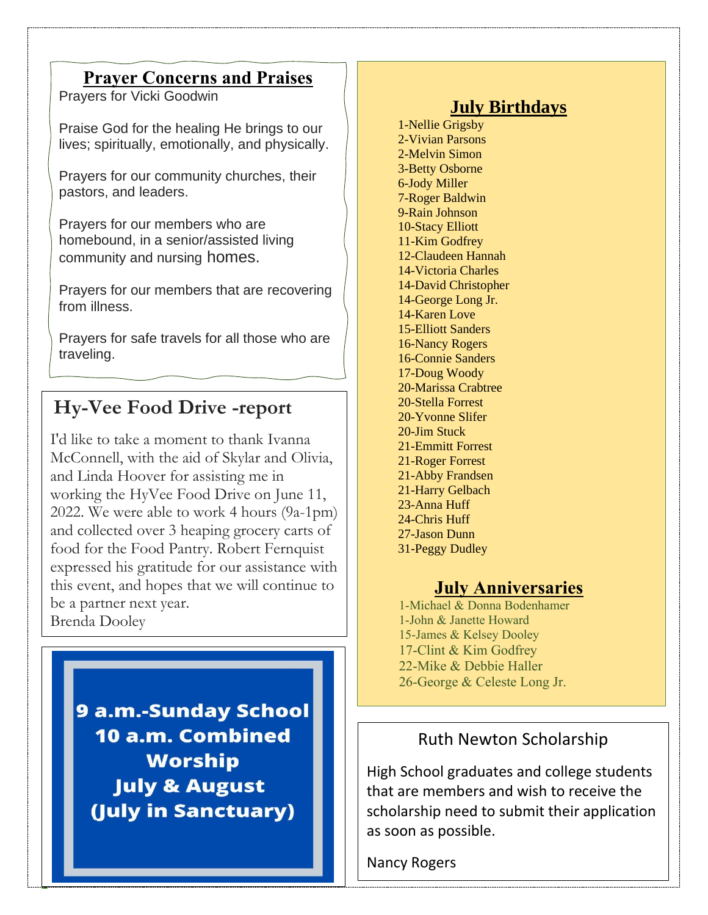## Prayer Concerns and Praises

Prayers for Vicki Goodwin

Praise God for the healing He brings to our lives; spiritually, emotionally, and physically.

Prayers for our community churches, their pastors, and leaders.

Prayers for our members who are homebound, in a senior/assisted living community and nursing homes.

Prayers for our members that are recovering from illness.

Prayers for safe travels for all those who are traveling.

## Hy-Vee Food Drive -report

I'd like to take a moment to thank Ivanna McConnell, with the aid of Skylar and Olivia, and Linda Hoover for assisting me in working the HyVee Food Drive on June 11, 2022. We were able to work 4 hours (9a-1pm) and collected over 3 heaping grocery carts of food for the Food Pantry. Robert Fernquist expressed his gratitude for our assistance with this event, and hopes that we will continue to be a partner next year.
Brenda Dooley

**9 a.m.-Sunday School**
**10 a.m. Combined Worship**
**July & August**
**(July in Sanctuary)**

## July Birthdays

1-Nellie Grigsby
2-Vivian Parsons
2-Melvin Simon
3-Betty Osborne
6-Jody Miller
7-Roger Baldwin
9-Rain Johnson
10-Stacy Elliott
11-Kim Godfrey
12-Claudeen Hannah
14-Victoria Charles
14-David Christopher
14-George Long Jr.
14-Karen Love
15-Elliott Sanders
16-Nancy Rogers
16-Connie Sanders
17-Doug Woody
20-Marissa Crabtree
20-Stella Forrest
20-Yvonne Slifer
20-Jim Stuck
21-Emmitt Forrest
21-Roger Forrest
21-Abby Frandsen
21-Harry Gelbach
23-Anna Huff
24-Chris Huff
27-Jason Dunn
31-Peggy Dudley

## July Anniversaries

1-Michael & Donna Bodenhamer
1-John & Janette Howard
15-James & Kelsey Dooley
17-Clint & Kim Godfrey
22-Mike & Debbie Haller
26-George & Celeste Long Jr.

## Ruth Newton Scholarship

High School graduates and college students that are members and wish to receive the scholarship need to submit their application as soon as possible.

Nancy Rogers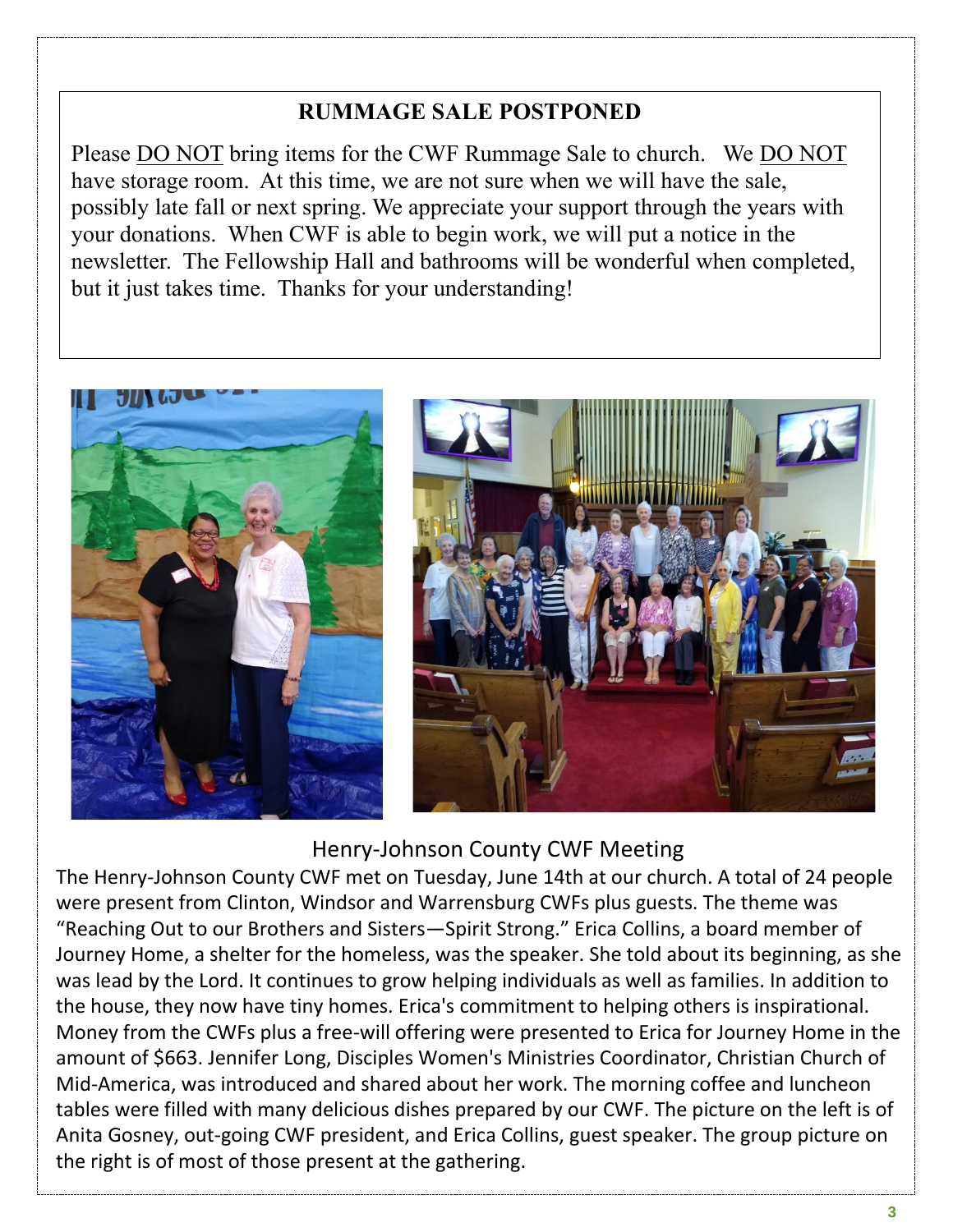## RUMMAGE SALE POSTPONED

Please DO NOT bring items for the CWF Rummage Sale to church. We DO NOT have storage room. At this time, we are not sure when we will have the sale, possibly late fall or next spring. We appreciate your support through the years with your donations. When CWF is able to begin work, we will put a notice in the newsletter. The Fellowship Hall and bathrooms will be wonderful when completed, but it just takes time. Thanks for your understanding!

## Henry-Johnson County CWF Meeting

The Henry-Johnson County CWF met on Tuesday, June 14th at our church. A total of 24 people were present from Clinton, Windsor and Warrensburg CWFs plus guests. The theme was "Reaching Out to our Brothers and Sisters—Spirit Strong." Erica Collins, a board member of Journey Home, a shelter for the homeless, was the speaker. She told about its beginning, as she was lead by the Lord. It continues to grow helping individuals as well as families. In addition to the house, they now have tiny homes. Erica's commitment to helping others is inspirational. Money from the CWFs plus a free-will offering were presented to Erica for Journey Home in the amount of $663. Jennifer Long, Disciples Women's Ministries Coordinator, Christian Church of Mid-America, was introduced and shared about her work. The morning coffee and luncheon tables were filled with many delicious dishes prepared by our CWF. The picture on the left is of Anita Gosney, out-going CWF president, and Erica Collins, guest speaker. The group picture on the right is of most of those present at the gathering.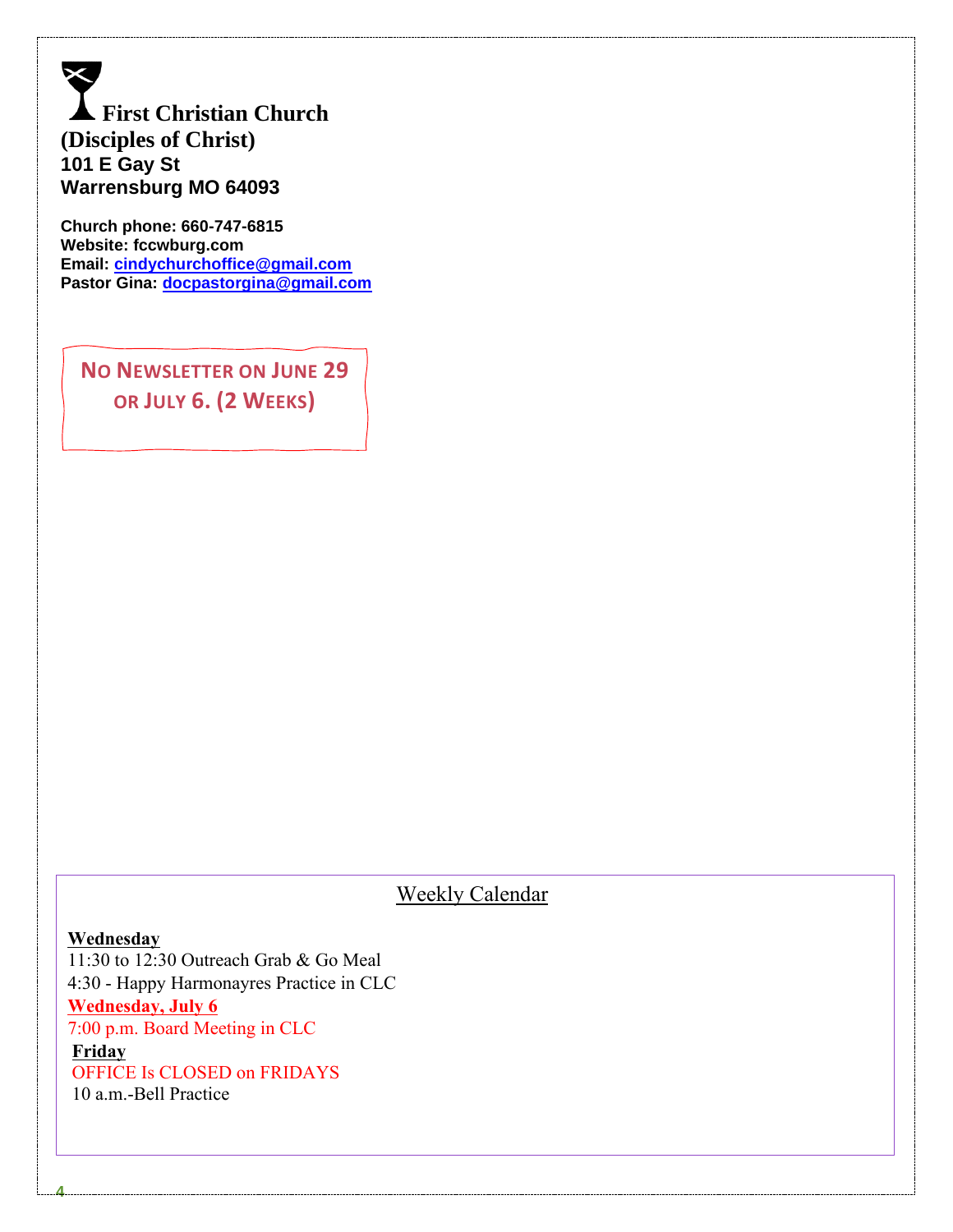**First Christian Church**
**(Disciples of Christ)**
**101 E Gay St**
**Warrensburg MO 64093**

**Church phone: 660-747-6815**
**Website: fccwburg.com**
**Email: cindychurchoffice@gmail.com**
**Pastor Gina: docpastorgina@gmail.com**

**NO NEWSLETTER ON JUNE 29 OR JULY 6. (2 WEEKS)**

## Weekly Calendar

**Wednesday**
11:30 to 12:30 Outreach Grab & Go Meal
4:30 - Happy Harmonayres Practice in CLC

**Wednesday, July 6**
7:00 p.m. Board Meeting in CLC

**Friday**
OFFICE Is CLOSED on FRIDAYS
10 a.m.-Bell Practice